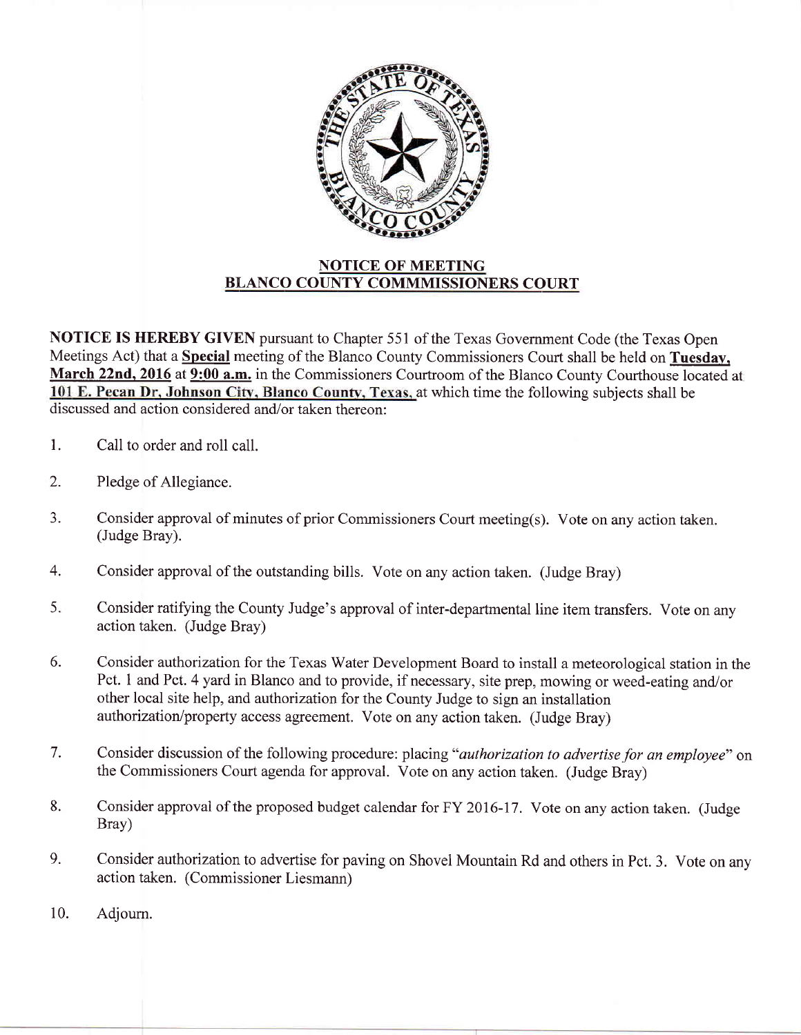## NOTICE OF MEETING
## BLANCO COUNTY COMMMISSIONERS COURT

**NOTICE IS HEREBY GIVEN** pursuant to Chapter 551 of the Texas Government Code (the Texas Open Meetings Act) that a **Special** meeting of the Blanco County Commissioners Court shall be held on **Tuesday, March 22nd, 2016** at **9:00 a.m.** in the Commissioners Courtroom of the Blanco County Courthouse located at **101 E. Pecan Dr, Johnson City, Blanco County, Texas,** at which time the following subjects shall be discussed and action considered and/or taken thereon:

1. Call to order and roll call.
2. Pledge of Allegiance.
3. Consider approval of minutes of prior Commissioners Court meeting(s). Vote on any action taken. (Judge Bray).
4. Consider approval of the outstanding bills. Vote on any action taken. (Judge Bray)
5. Consider ratifying the County Judge's approval of inter-departmental line item transfers. Vote on any action taken. (Judge Bray)
6. Consider authorization for the Texas Water Development Board to install a meteorological station in the Pct. 1 and Pct. 4 yard in Blanco and to provide, if necessary, site prep, mowing or weed-eating and/or other local site help, and authorization for the County Judge to sign an installation authorization/property access agreement. Vote on any action taken. (Judge Bray)
7. Consider discussion of the following procedure: placing "*authorization to advertise for an employee*" on the Commissioners Court agenda for approval. Vote on any action taken. (Judge Bray)
8. Consider approval of the proposed budget calendar for FY 2016-17. Vote on any action taken. (Judge Bray)
9. Consider authorization to advertise for paving on Shovel Mountain Rd and others in Pct. 3. Vote on any action taken. (Commissioner Liesmann)
10. Adjourn.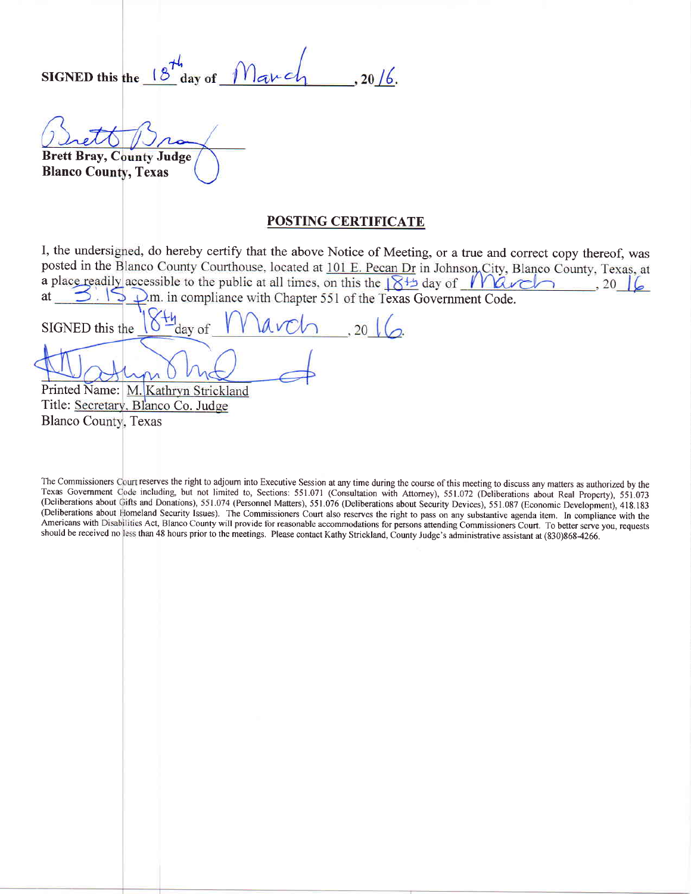**SIGNED this the 18th day of March, 2016.**

Brett Bray

**Brett Bray, County Judge**
**Blanco County, Texas**

## POSTING CERTIFICATE

I, the undersigned, do hereby certify that the above Notice of Meeting, or a true and correct copy thereof, was posted in the Blanco County Courthouse, located at 101 E. Pecan Dr in Johnson City, Blanco County, Texas, at a place readily accessible to the public at all times, on this the 18th day of March, 2016 at 3:15 p.m. in compliance with Chapter 551 of the Texas Government Code.

SIGNED this the 18th day of March, 2016.

M. Kathryn Strickland

Printed Name: M. Kathryn Strickland
Title: Secretary, Blanco Co. Judge
Blanco County, Texas

The Commissioners Court reserves the right to adjourn into Executive Session at any time during the course of this meeting to discuss any matters as authorized by the Texas Government Code including, but not limited to, Sections: 551.071 (Consultation with Attorney), 551.072 (Deliberations about Real Property), 551.073 (Deliberations about Gifts and Donations), 551.074 (Personnel Matters), 551.076 (Deliberations about Security Devices), 551.087 (Economic Development), 418.183 (Deliberations about Homeland Security Issues). The Commissioners Court also reserves the right to pass on any substantive agenda item. In compliance with the Americans with Disabilities Act, Blanco County will provide for reasonable accommodations for persons attending Commissioners Court. To better serve you, requests should be received no less than 48 hours prior to the meetings. Please contact Kathy Strickland, County Judge's administrative assistant at (830)868-4266.